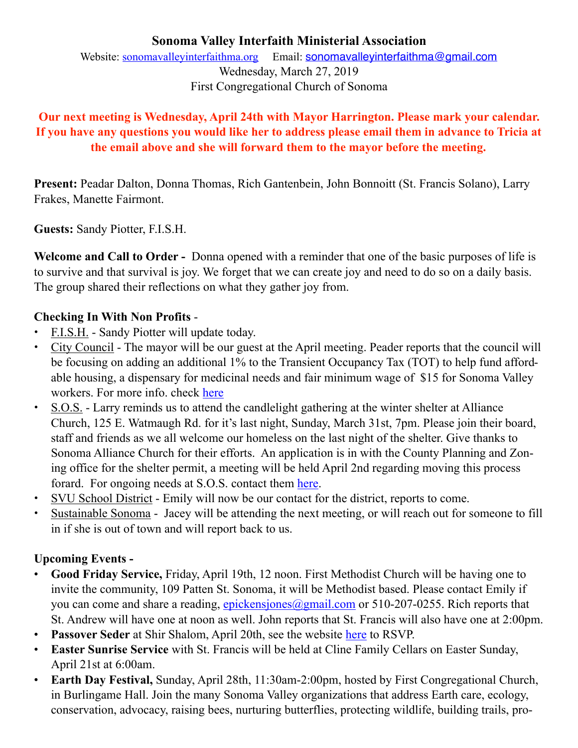**Sonoma Valley Interfaith Ministerial Association**

Website: [sonomavalleyinterfaithma.org](sonomavalleyinterfaithma.org) Email: sonomavalleyinterfaithma@gmail.com

Wednesday, March 27, 2019

First Congregational Church of Sonoma

**Our next meeting is Wednesday, April 24th with Mayor Harrington. Please mark your calendar. If you have any questions you would like her to address please email them in advance to Tricia at the email above and she will forward them to the mayor before the meeting.**

**Present:** Peadar Dalton, Donna Thomas, Rich Gantenbein, John Bonnoitt (St. Francis Solano), Larry Frakes, Manette Fairmont.

**Guests:** Sandy Piotter, F.I.S.H.

**Welcome and Call to Order -** Donna opened with a reminder that one of the basic purposes of life is to survive and that survival is joy. We forget that we can create joy and need to do so on a daily basis. The group shared their reflections on what they gather joy from.

**Checking In With Non Profits** -

- F.I.S.H. - Sandy Piotter will update today.
- City Council - The mayor will be our guest at the April meeting. Peader reports that the council will be focusing on adding an additional 1% to the Transient Occupancy Tax (TOT) to help fund affordable housing, a dispensary for medicinal needs and fair minimum wage of $15 for Sonoma Valley workers. For more info. check here
- S.O.S. - Larry reminds us to attend the candlelight gathering at the winter shelter at Alliance Church, 125 E. Watmaugh Rd. for it's last night, Sunday, March 31st, 7pm. Please join their board, staff and friends as we all welcome our homeless on the last night of the shelter. Give thanks to Sonoma Alliance Church for their efforts. An application is in with the County Planning and Zoning office for the shelter permit, a meeting will be held April 2nd regarding moving this process forard. For ongoing needs at S.O.S. contact them here.
- SVU School District - Emily will now be our contact for the district, reports to come.
- Sustainable Sonoma - Jacey will be attending the next meeting, or will reach out for someone to fill in if she is out of town and will report back to us.

**Upcoming Events -**

- **Good Friday Service,** Friday, April 19th, 12 noon. First Methodist Church will be having one to invite the community, 109 Patten St. Sonoma, it will be Methodist based. Please contact Emily if you can come and share a reading, epickensjones@gmail.com or 510-207-0255. Rich reports that St. Andrew will have one at noon as well. John reports that St. Francis will also have one at 2:00pm.
- **Passover Seder** at Shir Shalom, April 20th, see the website here to RSVP.
- **Easter Sunrise Service** with St. Francis will be held at Cline Family Cellars on Easter Sunday, April 21st at 6:00am.
- **Earth Day Festival,** Sunday, April 28th, 11:30am-2:00pm, hosted by First Congregational Church, in Burlingame Hall. Join the many Sonoma Valley organizations that address Earth care, ecology, conservation, advocacy, raising bees, nurturing butterflies, protecting wildlife, building trails, pro-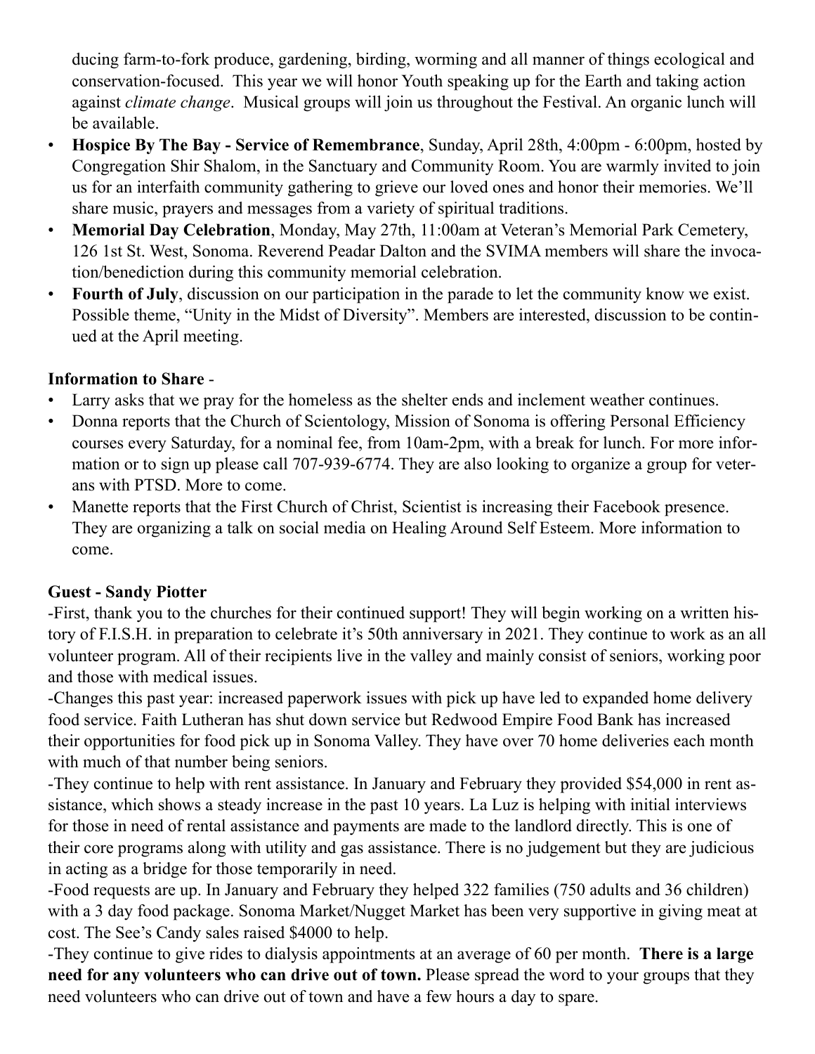ducing farm-to-fork produce, gardening, birding, worming and all manner of things ecological and conservation-focused. This year we will honor Youth speaking up for the Earth and taking action against *climate change*. Musical groups will join us throughout the Festival. An organic lunch will be available.

- **Hospice By The Bay - Service of Remembrance**, Sunday, April 28th, 4:00pm - 6:00pm, hosted by Congregation Shir Shalom, in the Sanctuary and Community Room. You are warmly invited to join us for an interfaith community gathering to grieve our loved ones and honor their memories. We'll share music, prayers and messages from a variety of spiritual traditions.
- **Memorial Day Celebration**, Monday, May 27th, 11:00am at Veteran's Memorial Park Cemetery, 126 1st St. West, Sonoma. Reverend Peadar Dalton and the SVIMA members will share the invocation/benediction during this community memorial celebration.
- **Fourth of July**, discussion on our participation in the parade to let the community know we exist. Possible theme, "Unity in the Midst of Diversity". Members are interested, discussion to be continued at the April meeting.

**Information to Share** -

- Larry asks that we pray for the homeless as the shelter ends and inclement weather continues.
- Donna reports that the Church of Scientology, Mission of Sonoma is offering Personal Efficiency courses every Saturday, for a nominal fee, from 10am-2pm, with a break for lunch. For more information or to sign up please call 707-939-6774. They are also looking to organize a group for veterans with PTSD. More to come.
- Manette reports that the First Church of Christ, Scientist is increasing their Facebook presence. They are organizing a talk on social media on Healing Around Self Esteem. More information to come.

**Guest - Sandy Piotter**

-First, thank you to the churches for their continued support! They will begin working on a written history of F.I.S.H. in preparation to celebrate it's 50th anniversary in 2021. They continue to work as an all volunteer program. All of their recipients live in the valley and mainly consist of seniors, working poor and those with medical issues.

-Changes this past year: increased paperwork issues with pick up have led to expanded home delivery food service. Faith Lutheran has shut down service but Redwood Empire Food Bank has increased their opportunities for food pick up in Sonoma Valley. They have over 70 home deliveries each month with much of that number being seniors.

-They continue to help with rent assistance. In January and February they provided $54,000 in rent assistance, which shows a steady increase in the past 10 years. La Luz is helping with initial interviews for those in need of rental assistance and payments are made to the landlord directly. This is one of their core programs along with utility and gas assistance. There is no judgement but they are judicious in acting as a bridge for those temporarily in need.

-Food requests are up. In January and February they helped 322 families (750 adults and 36 children) with a 3 day food package. Sonoma Market/Nugget Market has been very supportive in giving meat at cost. The See's Candy sales raised $4000 to help.

-They continue to give rides to dialysis appointments at an average of 60 per month. **There is a large need for any volunteers who can drive out of town.** Please spread the word to your groups that they need volunteers who can drive out of town and have a few hours a day to spare.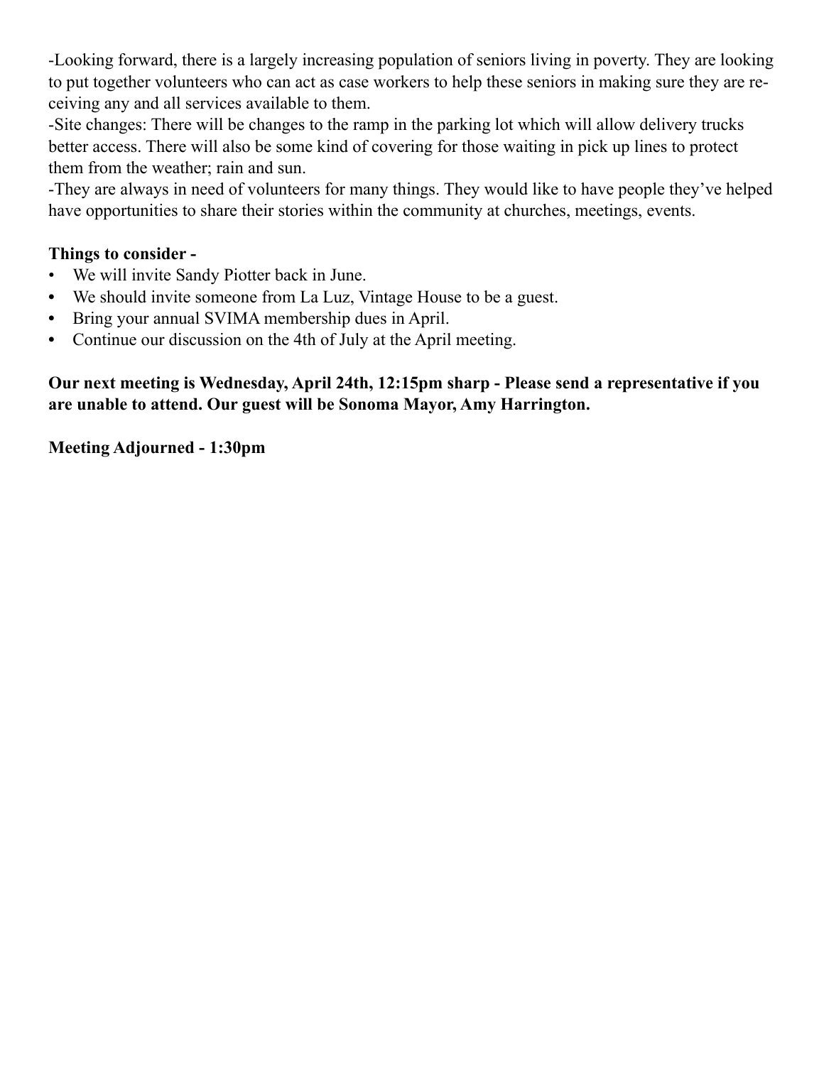-Looking forward, there is a largely increasing population of seniors living in poverty. They are looking to put together volunteers who can act as case workers to help these seniors in making sure they are receiving any and all services available to them.
-Site changes: There will be changes to the ramp in the parking lot which will allow delivery trucks better access. There will also be some kind of covering for those waiting in pick up lines to protect them from the weather; rain and sun.
-They are always in need of volunteers for many things. They would like to have people they've helped have opportunities to share their stories within the community at churches, meetings, events.

**Things to consider -**

- We will invite Sandy Piotter back in June.
- We should invite someone from La Luz, Vintage House to be a guest.
- Bring your annual SVIMA membership dues in April.
- Continue our discussion on the 4th of July at the April meeting.

**Our next meeting is Wednesday, April 24th, 12:15pm sharp - Please send a representative if you are unable to attend. Our guest will be Sonoma Mayor, Amy Harrington.**

**Meeting Adjourned - 1:30pm**